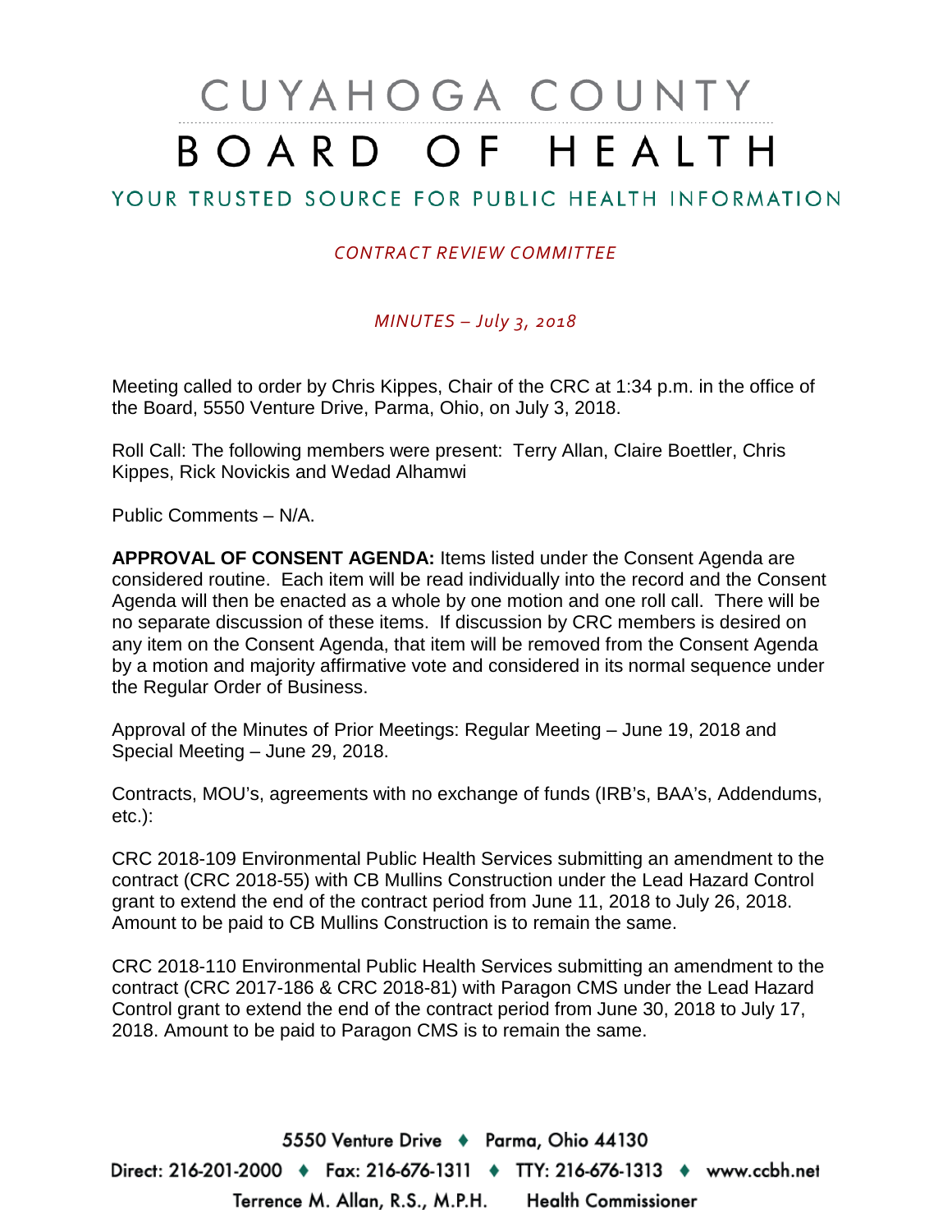# CUYAHOGA COUNTY BOARD OF HEALTH

YOUR TRUSTED SOURCE FOR PUBLIC HEALTH INFORMATION

*CONTRACT REVIEW COMMITTEE*

*MINUTES – July 3, 2018*

Meeting called to order by Chris Kippes, Chair of the CRC at 1:34 p.m. in the office of the Board, 5550 Venture Drive, Parma, Ohio, on July 3, 2018.

Roll Call: The following members were present: Terry Allan, Claire Boettler, Chris Kippes, Rick Novickis and Wedad Alhamwi

Public Comments – N/A.

**APPROVAL OF CONSENT AGENDA:** Items listed under the Consent Agenda are considered routine. Each item will be read individually into the record and the Consent Agenda will then be enacted as a whole by one motion and one roll call. There will be no separate discussion of these items. If discussion by CRC members is desired on any item on the Consent Agenda, that item will be removed from the Consent Agenda by a motion and majority affirmative vote and considered in its normal sequence under the Regular Order of Business.

Approval of the Minutes of Prior Meetings: Regular Meeting – June 19, 2018 and Special Meeting – June 29, 2018.

Contracts, MOU's, agreements with no exchange of funds (IRB's, BAA's, Addendums, etc.):

CRC 2018-109 Environmental Public Health Services submitting an amendment to the contract (CRC 2018-55) with CB Mullins Construction under the Lead Hazard Control grant to extend the end of the contract period from June 11, 2018 to July 26, 2018. Amount to be paid to CB Mullins Construction is to remain the same.

CRC 2018-110 Environmental Public Health Services submitting an amendment to the contract (CRC 2017-186 & CRC 2018-81) with Paragon CMS under the Lead Hazard Control grant to extend the end of the contract period from June 30, 2018 to July 17, 2018. Amount to be paid to Paragon CMS is to remain the same.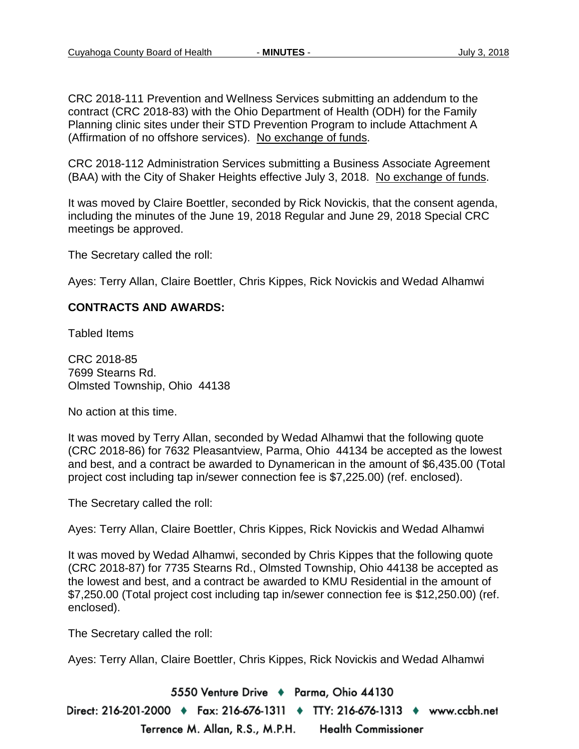CRC 2018-111 Prevention and Wellness Services submitting an addendum to the contract (CRC 2018-83) with the Ohio Department of Health (ODH) for the Family Planning clinic sites under their STD Prevention Program to include Attachment A (Affirmation of no offshore services). No exchange of funds.

CRC 2018-112 Administration Services submitting a Business Associate Agreement (BAA) with the City of Shaker Heights effective July 3, 2018. No exchange of funds.

It was moved by Claire Boettler, seconded by Rick Novickis, that the consent agenda, including the minutes of the June 19, 2018 Regular and June 29, 2018 Special CRC meetings be approved.

The Secretary called the roll:

Ayes: Terry Allan, Claire Boettler, Chris Kippes, Rick Novickis and Wedad Alhamwi

**CONTRACTS AND AWARDS:**

Tabled Items

CRC 2018-85
7699 Stearns Rd.
Olmsted Township, Ohio 44138

No action at this time.

It was moved by Terry Allan, seconded by Wedad Alhamwi that the following quote (CRC 2018-86) for 7632 Pleasantview, Parma, Ohio 44134 be accepted as the lowest and best, and a contract be awarded to Dynamerican in the amount of $6,435.00 (Total project cost including tap in/sewer connection fee is $7,225.00) (ref. enclosed).

The Secretary called the roll:

Ayes: Terry Allan, Claire Boettler, Chris Kippes, Rick Novickis and Wedad Alhamwi

It was moved by Wedad Alhamwi, seconded by Chris Kippes that the following quote (CRC 2018-87) for 7735 Stearns Rd., Olmsted Township, Ohio 44138 be accepted as the lowest and best, and a contract be awarded to KMU Residential in the amount of $7,250.00 (Total project cost including tap in/sewer connection fee is $12,250.00) (ref. enclosed).

The Secretary called the roll:

Ayes: Terry Allan, Claire Boettler, Chris Kippes, Rick Novickis and Wedad Alhamwi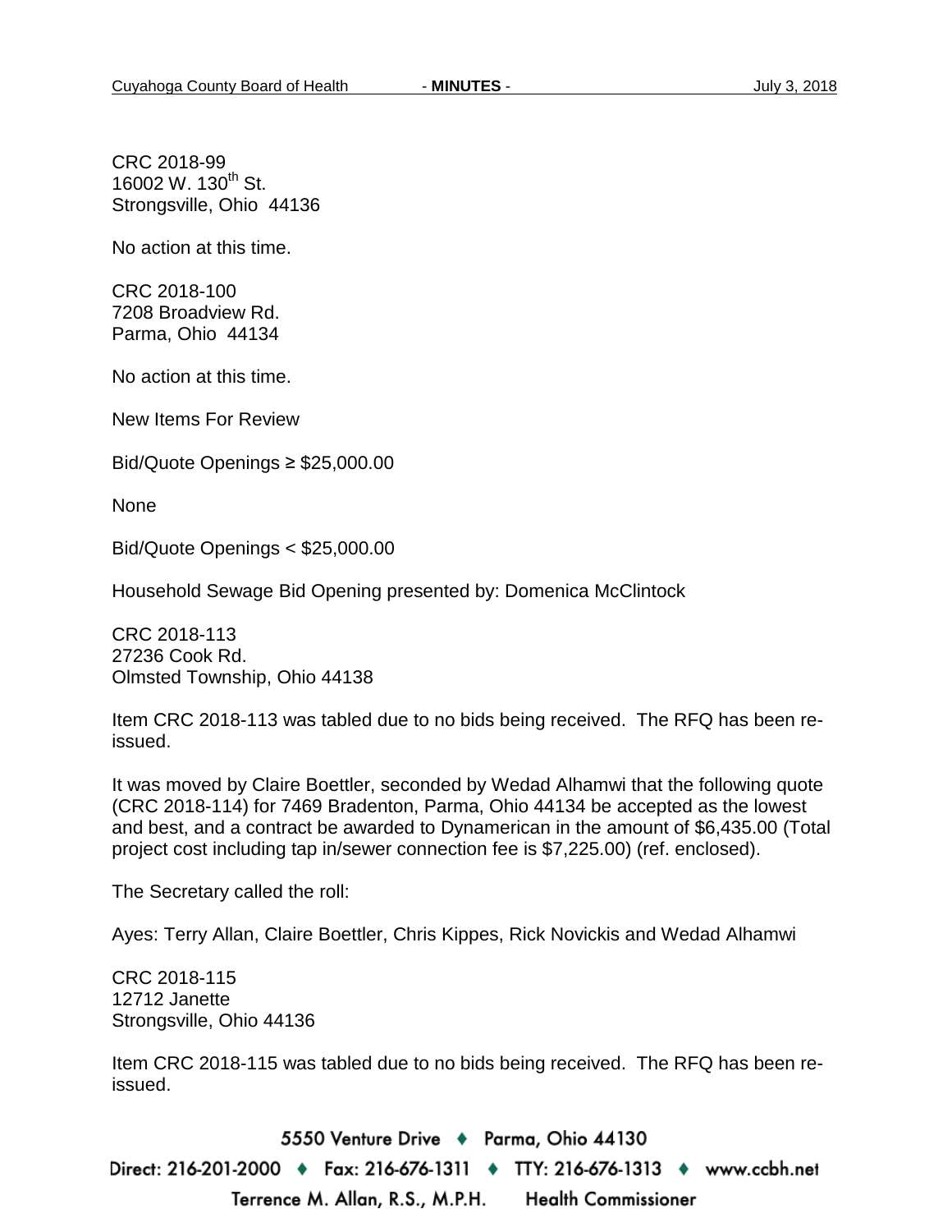CRC 2018-99
16002 W. 130th St.
Strongsville, Ohio 44136

No action at this time.

CRC 2018-100
7208 Broadview Rd.
Parma, Ohio 44134

No action at this time.

New Items For Review

Bid/Quote Openings ≥ $25,000.00

None

Bid/Quote Openings < $25,000.00

Household Sewage Bid Opening presented by: Domenica McClintock

CRC 2018-113
27236 Cook Rd.
Olmsted Township, Ohio 44138

Item CRC 2018-113 was tabled due to no bids being received. The RFQ has been re-issued.

It was moved by Claire Boettler, seconded by Wedad Alhamwi that the following quote (CRC 2018-114) for 7469 Bradenton, Parma, Ohio 44134 be accepted as the lowest and best, and a contract be awarded to Dynamerican in the amount of $6,435.00 (Total project cost including tap in/sewer connection fee is $7,225.00) (ref. enclosed).

The Secretary called the roll:

Ayes: Terry Allan, Claire Boettler, Chris Kippes, Rick Novickis and Wedad Alhamwi

CRC 2018-115
12712 Janette
Strongsville, Ohio 44136

Item CRC 2018-115 was tabled due to no bids being received. The RFQ has been re-issued.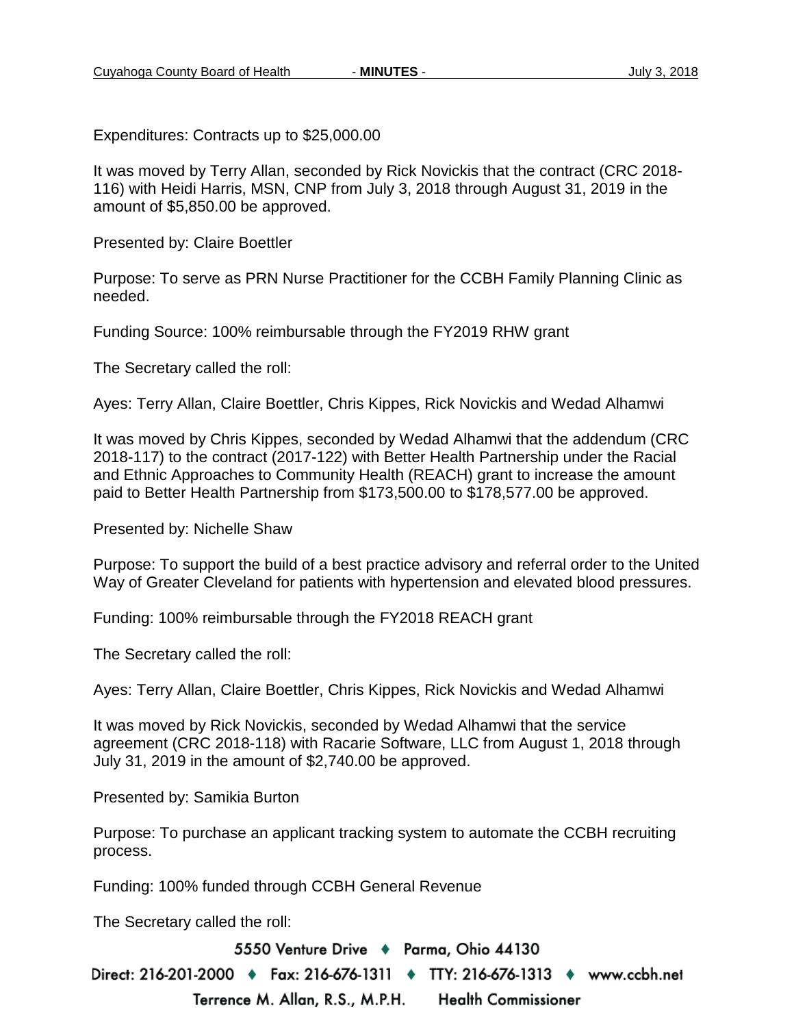Expenditures: Contracts up to $25,000.00

It was moved by Terry Allan, seconded by Rick Novickis that the contract (CRC 2018-116) with Heidi Harris, MSN, CNP from July 3, 2018 through August 31, 2019 in the amount of $5,850.00 be approved.

Presented by: Claire Boettler

Purpose: To serve as PRN Nurse Practitioner for the CCBH Family Planning Clinic as needed.

Funding Source: 100% reimbursable through the FY2019 RHW grant

The Secretary called the roll:

Ayes: Terry Allan, Claire Boettler, Chris Kippes, Rick Novickis and Wedad Alhamwi

It was moved by Chris Kippes, seconded by Wedad Alhamwi that the addendum (CRC 2018-117) to the contract (2017-122) with Better Health Partnership under the Racial and Ethnic Approaches to Community Health (REACH) grant to increase the amount paid to Better Health Partnership from $173,500.00 to $178,577.00 be approved.

Presented by: Nichelle Shaw

Purpose: To support the build of a best practice advisory and referral order to the United Way of Greater Cleveland for patients with hypertension and elevated blood pressures.

Funding: 100% reimbursable through the FY2018 REACH grant

The Secretary called the roll:

Ayes: Terry Allan, Claire Boettler, Chris Kippes, Rick Novickis and Wedad Alhamwi

It was moved by Rick Novickis, seconded by Wedad Alhamwi that the service agreement (CRC 2018-118) with Racarie Software, LLC from August 1, 2018 through July 31, 2019 in the amount of $2,740.00 be approved.

Presented by: Samikia Burton

Purpose: To purchase an applicant tracking system to automate the CCBH recruiting process.

Funding: 100% funded through CCBH General Revenue

The Secretary called the roll: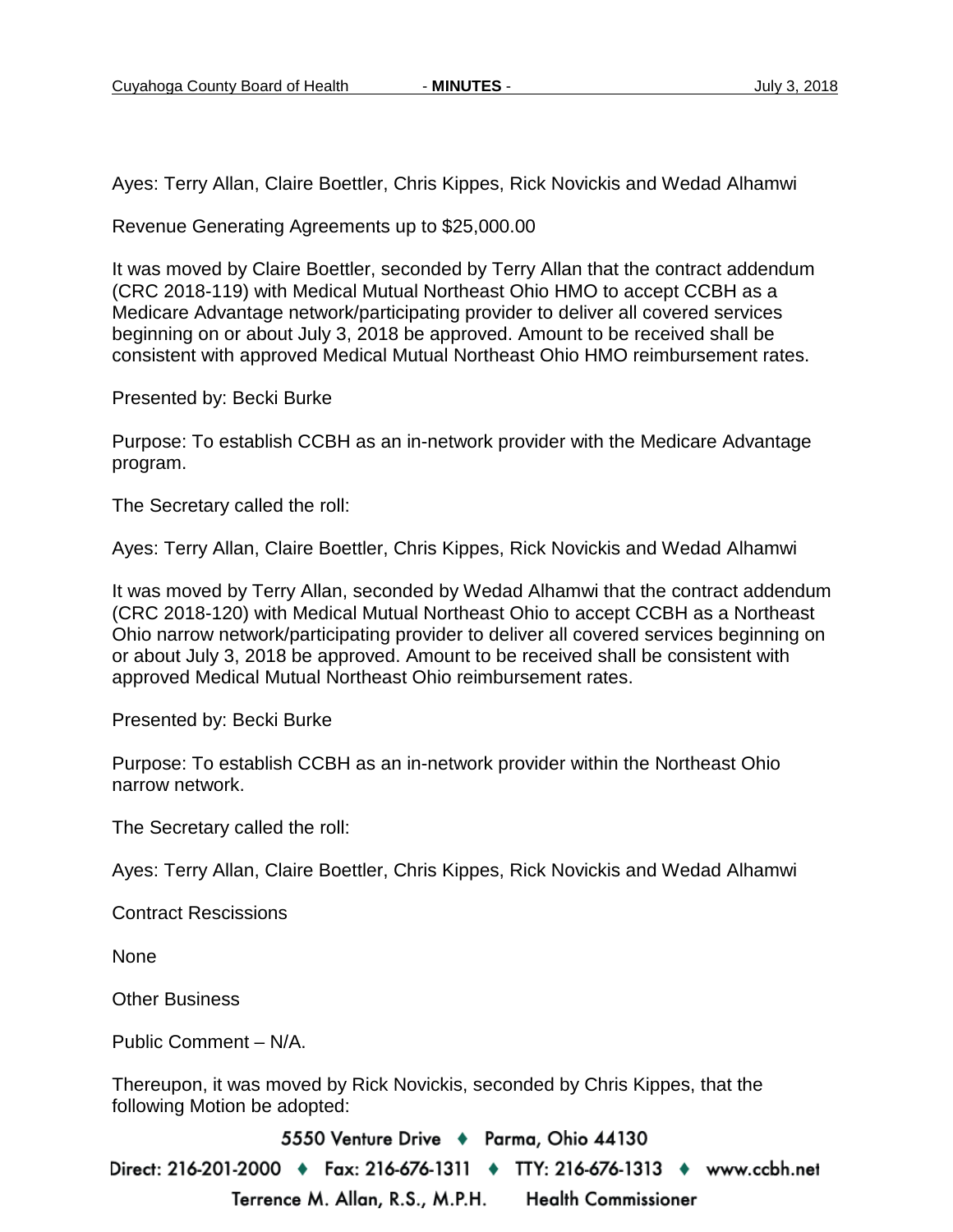Ayes: Terry Allan, Claire Boettler, Chris Kippes, Rick Novickis and Wedad Alhamwi

Revenue Generating Agreements up to $25,000.00

It was moved by Claire Boettler, seconded by Terry Allan that the contract addendum (CRC 2018-119) with Medical Mutual Northeast Ohio HMO to accept CCBH as a Medicare Advantage network/participating provider to deliver all covered services beginning on or about July 3, 2018 be approved. Amount to be received shall be consistent with approved Medical Mutual Northeast Ohio HMO reimbursement rates.

Presented by: Becki Burke

Purpose: To establish CCBH as an in-network provider with the Medicare Advantage program.

The Secretary called the roll:

Ayes: Terry Allan, Claire Boettler, Chris Kippes, Rick Novickis and Wedad Alhamwi

It was moved by Terry Allan, seconded by Wedad Alhamwi that the contract addendum (CRC 2018-120) with Medical Mutual Northeast Ohio to accept CCBH as a Northeast Ohio narrow network/participating provider to deliver all covered services beginning on or about July 3, 2018 be approved. Amount to be received shall be consistent with approved Medical Mutual Northeast Ohio reimbursement rates.

Presented by: Becki Burke

Purpose: To establish CCBH as an in-network provider within the Northeast Ohio narrow network.

The Secretary called the roll:

Ayes: Terry Allan, Claire Boettler, Chris Kippes, Rick Novickis and Wedad Alhamwi

Contract Rescissions

None

Other Business

Public Comment – N/A.

Thereupon, it was moved by Rick Novickis, seconded by Chris Kippes, that the following Motion be adopted: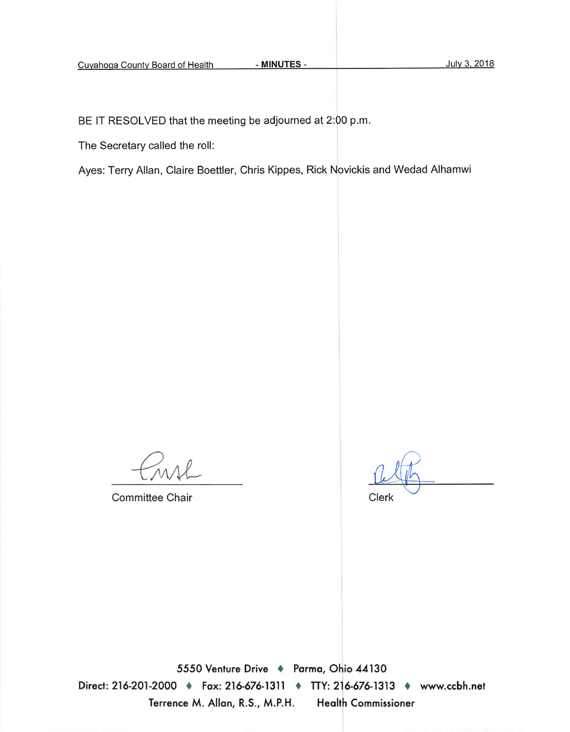BE IT RESOLVED that the meeting be adjourned at 2:00 p.m.

The Secretary called the roll:

Ayes: Terry Allan, Claire Boettler, Chris Kippes, Rick Novickis and Wedad Alhamwi

Committee Chair

Clerk

5550 Venture Drive ♦ Parma, Ohio 44130

Direct: 216-201-2000 ♦ Fax: 216-676-1311 ♦ TTY: 216-676-1313 ♦ www.ccbh.net

Terrence M. Allan, R.S., M.P.H. Health Commissioner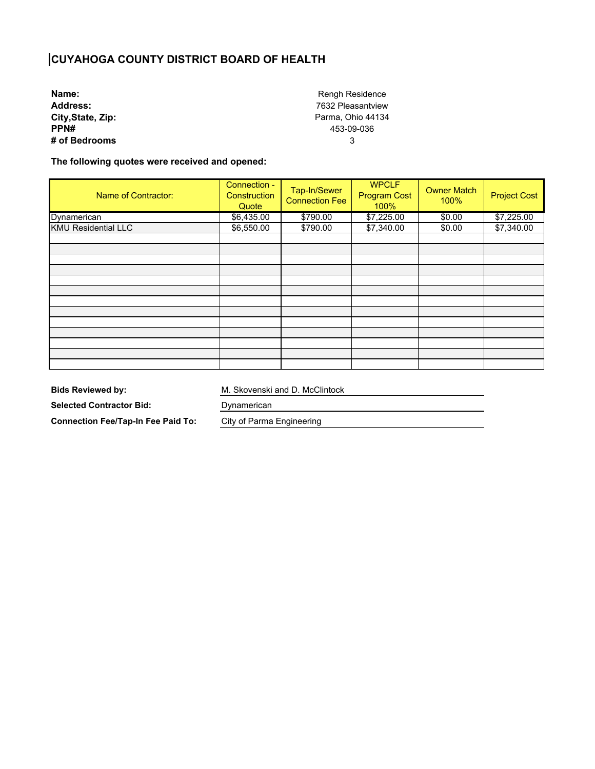# CUYAHOGA COUNTY DISTRICT BOARD OF HEALTH

**Name:** Rengh Residence
**Address:** 7632 Pleasantview
**City,State, Zip:** Parma, Ohio 44134
**PPN#** 453-09-036
**# of Bedrooms** 3

**The following quotes were received and opened:**

| Name of Contractor: | Connection - Construction Quote | Tap-In/Sewer Connection Fee | WPCLF Program Cost 100% | Owner Match 100% | Project Cost |
|---|---|---|---|---|---|
| Dynamerican | $6,435.00 | $790.00 | $7,225.00 | $0.00 | $7,225.00 |
| KMU Residential LLC | $6,550.00 | $790.00 | $7,340.00 | $0.00 | $7,340.00 |
| | | | | | |
| | | | | | |
| | | | | | |
| | | | | | |
| | | | | | |
| | | | | | |
| | | | | | |
| | | | | | |
| | | | | | |
| | | | | | |
| | | | | | |
| | | | | | |
| | | | | | |

**Bids Reviewed by:** M. Skovenski and D. McClintock

**Selected Contractor Bid:** Dynamerican

**Connection Fee/Tap-In Fee Paid To:** City of Parma Engineering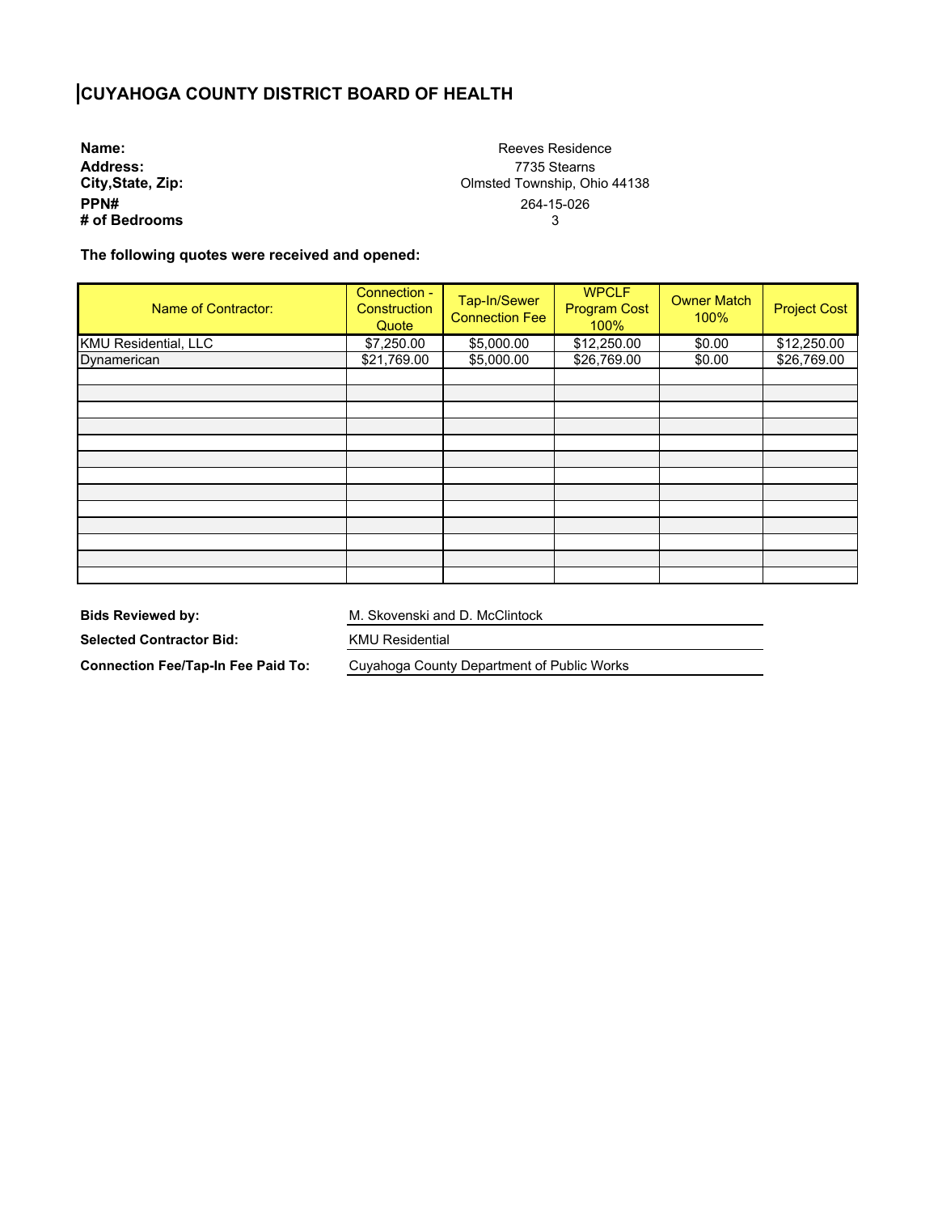# CUYAHOGA COUNTY DISTRICT BOARD OF HEALTH

**Name:** Reeves Residence
**Address:** 7735 Stearns
**City,State, Zip:** Olmsted Township, Ohio 44138
**PPN#** 264-15-026
**# of Bedrooms** 3

**The following quotes were received and opened:**

| Name of Contractor: | Connection - Construction Quote | Tap-In/Sewer Connection Fee | WPCLF Program Cost 100% | Owner Match 100% | Project Cost |
|---|---|---|---|---|---|
| KMU Residential, LLC | $7,250.00 | $5,000.00 | $12,250.00 | $0.00 | $12,250.00 |
| Dynamerican | $21,769.00 | $5,000.00 | $26,769.00 | $0.00 | $26,769.00 |

**Bids Reviewed by:** M. Skovenski and D. McClintock

**Selected Contractor Bid:** KMU Residential

**Connection Fee/Tap-In Fee Paid To:** Cuyahoga County Department of Public Works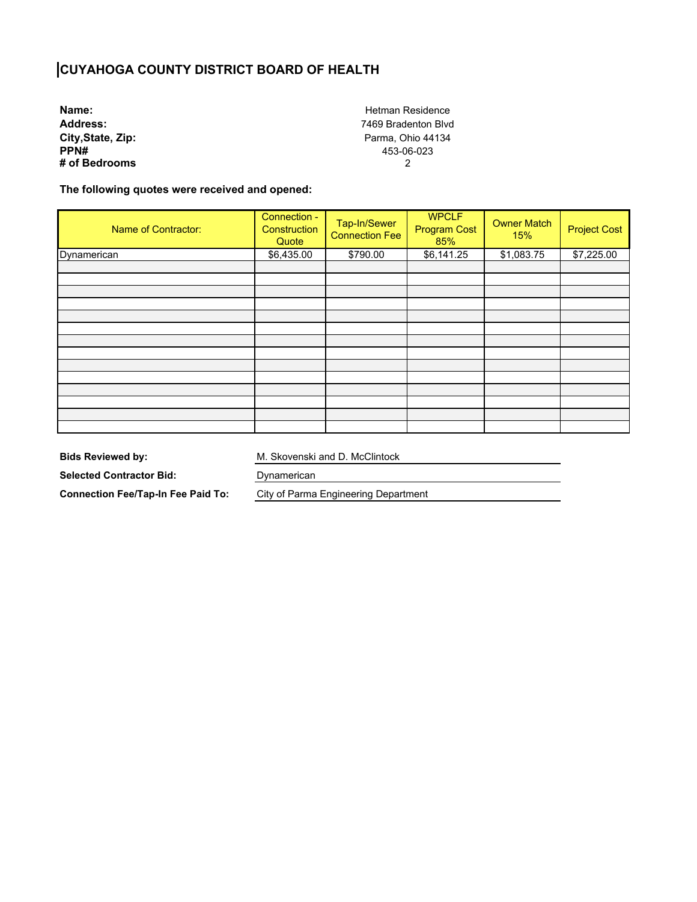# CUYAHOGA COUNTY DISTRICT BOARD OF HEALTH

**Name:** Hetman Residence
**Address:** 7469 Bradenton Blvd
**City,State, Zip:** Parma, Ohio 44134
**PPN#** 453-06-023
**# of Bedrooms** 2

**The following quotes were received and opened:**

| Name of Contractor: | Connection - Construction Quote | Tap-In/Sewer Connection Fee | WPCLF Program Cost 85% | Owner Match 15% | Project Cost |
|---|---|---|---|---|---|
| Dynamerican | $6,435.00 | $790.00 | $6,141.25 | $1,083.75 | $7,225.00 |
| | | | | | |
| | | | | | |
| | | | | | |
| | | | | | |
| | | | | | |
| | | | | | |
| | | | | | |
| | | | | | |
| | | | | | |
| | | | | | |
| | | | | | |
| | | | | | |
| | | | | | |
| | | | | | |

**Bids Reviewed by:** M. Skovenski and D. McClintock

**Selected Contractor Bid:** Dynamerican

**Connection Fee/Tap-In Fee Paid To:** City of Parma Engineering Department